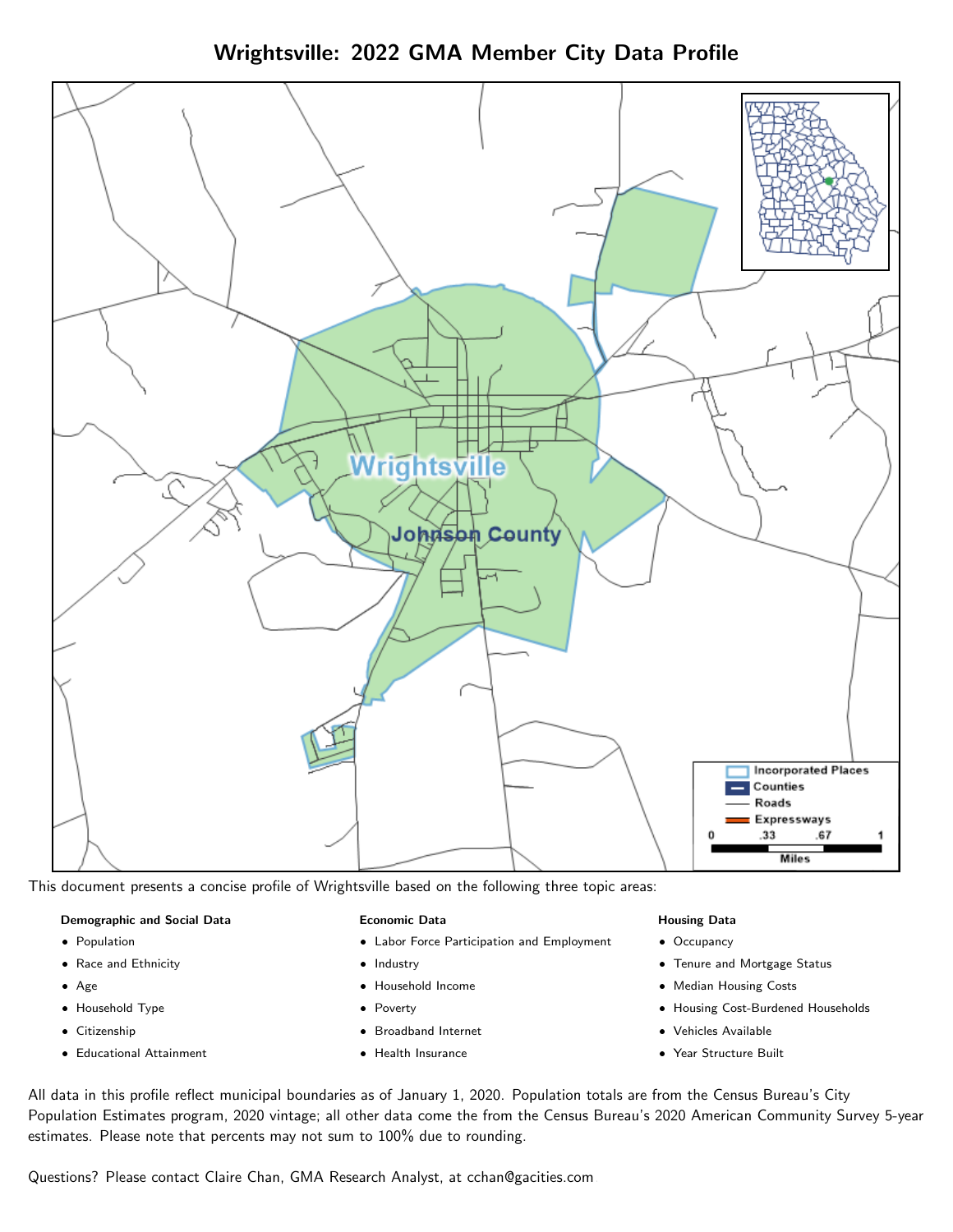# Wrightsville: 2022 GMA Member City Data Profile

This document presents a concise profile of Wrightsville based on the following three topic areas:

**Demographic and Social Data**

- Population
- Race and Ethnicity
- Age
- Household Type
- Citizenship
- Educational Attainment

**Economic Data**

- Labor Force Participation and Employment
- Industry
- Household Income
- Poverty
- Broadband Internet
- Health Insurance

**Housing Data**

- Occupancy
- Tenure and Mortgage Status
- Median Housing Costs
- Housing Cost-Burdened Households
- Vehicles Available
- Year Structure Built

All data in this profile reflect municipal boundaries as of January 1, 2020. Population totals are from the Census Bureau's City Population Estimates program, 2020 vintage; all other data come the from the Census Bureau's 2020 American Community Survey 5-year estimates. Please note that percents may not sum to 100% due to rounding.

Questions? Please contact Claire Chan, GMA Research Analyst, at cchan@gacities.com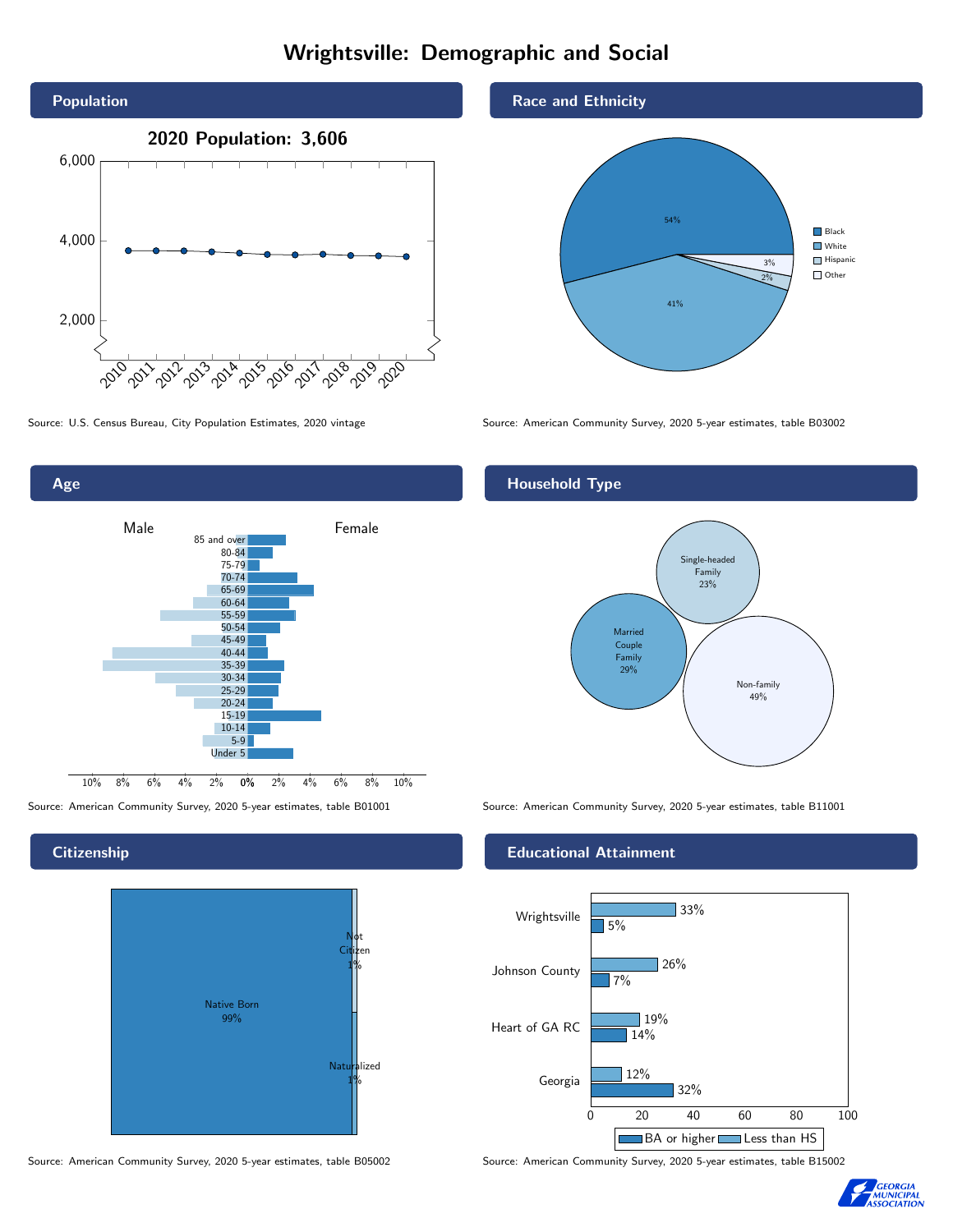# Wrightsville: Demographic and Social

## Population

2020 Population: 3,606

Source: U.S. Census Bureau, City Population Estimates, 2020 vintage

## Race and Ethnicity

| Race/Ethnicity | Percent |
|---|---|
| Black | 54% |
| White | 41% |
| Hispanic | 2% |
| Other | 3% |

Source: American Community Survey, 2020 5-year estimates, table B03002

## Age

Male / Female

Source: American Community Survey, 2020 5-year estimates, table B01001

## Household Type

| Household Type | Percent |
|---|---|
| Single-headed Family | 23% |
| Married Couple Family | 29% |
| Non-family | 49% |

Source: American Community Survey, 2020 5-year estimates, table B11001

## Citizenship

| Citizenship | Percent |
|---|---|
| Native Born | 99% |
| Not Citizen | 1% |
| Naturalized | 1% |

Source: American Community Survey, 2020 5-year estimates, table B05002

## Educational Attainment

| Area | Less than HS | BA or higher |
|---|---|---|
| Wrightsville | 33% | 5% |
| Johnson County | 26% | 7% |
| Heart of GA RC | 19% | 14% |
| Georgia | 12% | 32% |

Source: American Community Survey, 2020 5-year estimates, table B15002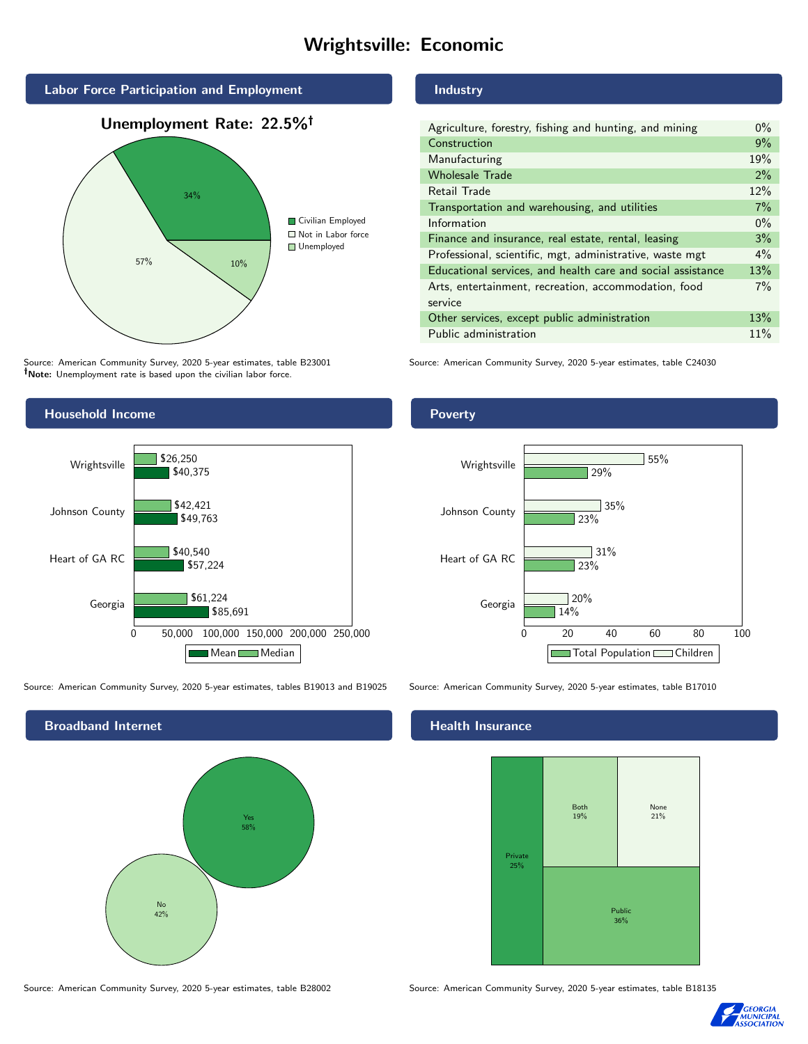# Wrightsville: Economic

## Labor Force Participation and Employment

**Unemployment Rate: 22.5%†**

| Category | Percent |
|---|---|
| Civilian Employed | 34% |
| Not in Labor force | 57% |
| Unemployed | 10% |

Source: American Community Survey, 2020 5-year estimates, table B23001
**†Note:** Unemployment rate is based upon the civilian labor force.

## Industry

| Industry | Percent |
|---|---|
| Agriculture, forestry, fishing and hunting, and mining | 0% |
| Construction | 9% |
| Manufacturing | 19% |
| Wholesale Trade | 2% |
| Retail Trade | 12% |
| Transportation and warehousing, and utilities | 7% |
| Information | 0% |
| Finance and insurance, real estate, rental, leasing | 3% |
| Professional, scientific, mgt, administrative, waste mgt | 4% |
| Educational services, and health care and social assistance | 13% |
| Arts, entertainment, recreation, accommodation, food service | 7% |
| Other services, except public administration | 13% |
| Public administration | 11% |

Source: American Community Survey, 2020 5-year estimates, table C24030

## Household Income

| | Median | Mean |
|---|---|---|
| Wrightsville | $26,250 | $40,375 |
| Johnson County | $42,421 | $49,763 |
| Heart of GA RC | $40,540 | $57,224 |
| Georgia | $61,224 | $85,691 |

Source: American Community Survey, 2020 5-year estimates, tables B19013 and B19025

## Poverty

| | Children | Total Population |
|---|---|---|
| Wrightsville | 55% | 29% |
| Johnson County | 35% | 23% |
| Heart of GA RC | 31% | 23% |
| Georgia | 20% | 14% |

Source: American Community Survey, 2020 5-year estimates, table B17010

## Broadband Internet

| | Percent |
|---|---|
| Yes | 58% |
| No | 42% |

Source: American Community Survey, 2020 5-year estimates, table B28002

## Health Insurance

| | Percent |
|---|---|
| Private | 25% |
| Both | 19% |
| None | 21% |
| Public | 36% |

Source: American Community Survey, 2020 5-year estimates, table B18135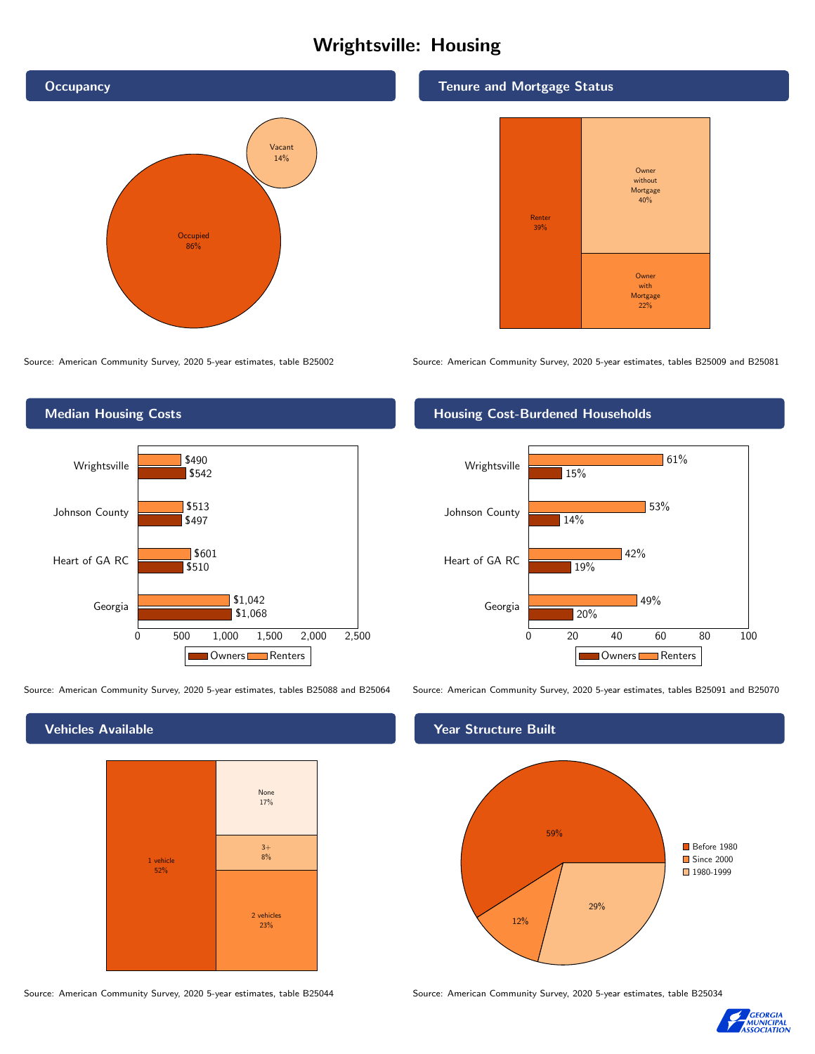# Wrightsville: Housing

## Occupancy

Vacant
14%

Occupied
86%

Source: American Community Survey, 2020 5-year estimates, table B25002

## Tenure and Mortgage Status

Renter
39%

Owner without Mortgage
40%

Owner with Mortgage
22%

Source: American Community Survey, 2020 5-year estimates, tables B25009 and B25081

## Median Housing Costs

Wrightsville
$490
$542

Johnson County
$513
$497

Heart of GA RC
$601
$510

Georgia
$1,042
$1,068

0 500 1,000 1,500 2,000 2,500

Owners Renters

Source: American Community Survey, 2020 5-year estimates, tables B25088 and B25064

## Housing Cost-Burdened Households

Wrightsville
61%
15%

Johnson County
53%
14%

Heart of GA RC
42%
19%

Georgia
49%
20%

0 20 40 60 80 100

Owners Renters

Source: American Community Survey, 2020 5-year estimates, tables B25091 and B25070

## Vehicles Available

1 vehicle
52%

None
17%

3+
8%

2 vehicles
23%

Source: American Community Survey, 2020 5-year estimates, table B25044

## Year Structure Built

59%
12%
29%

Before 1980
Since 2000
1980-1999

Source: American Community Survey, 2020 5-year estimates, table B25034